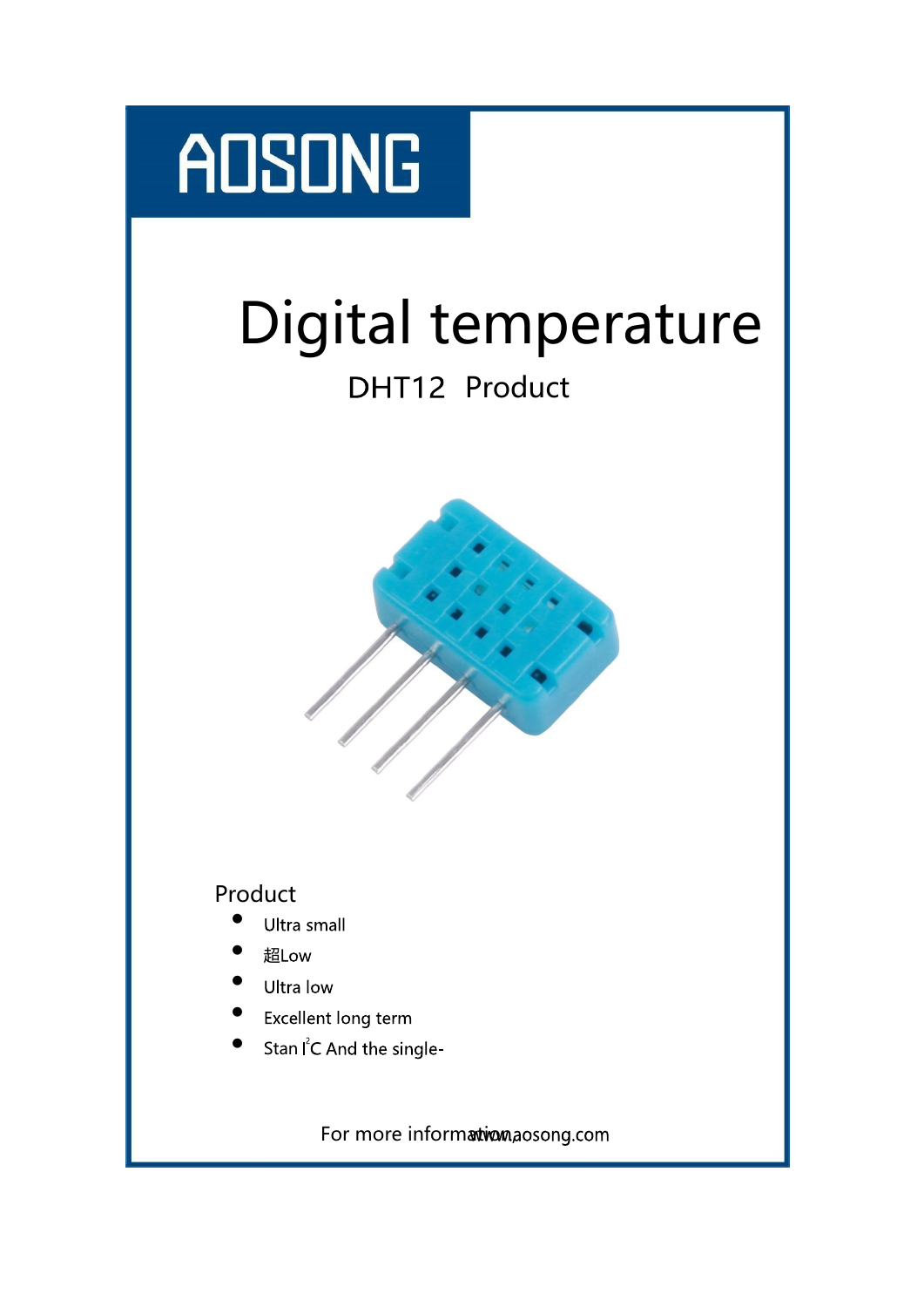# AOSONG

# Digital temperature

## DHT12 Product

### Product

- Ultra small
- 超Low
- Ultra low
- Excellent long term
- Stan I²C And the single-

For more information www.aosong.com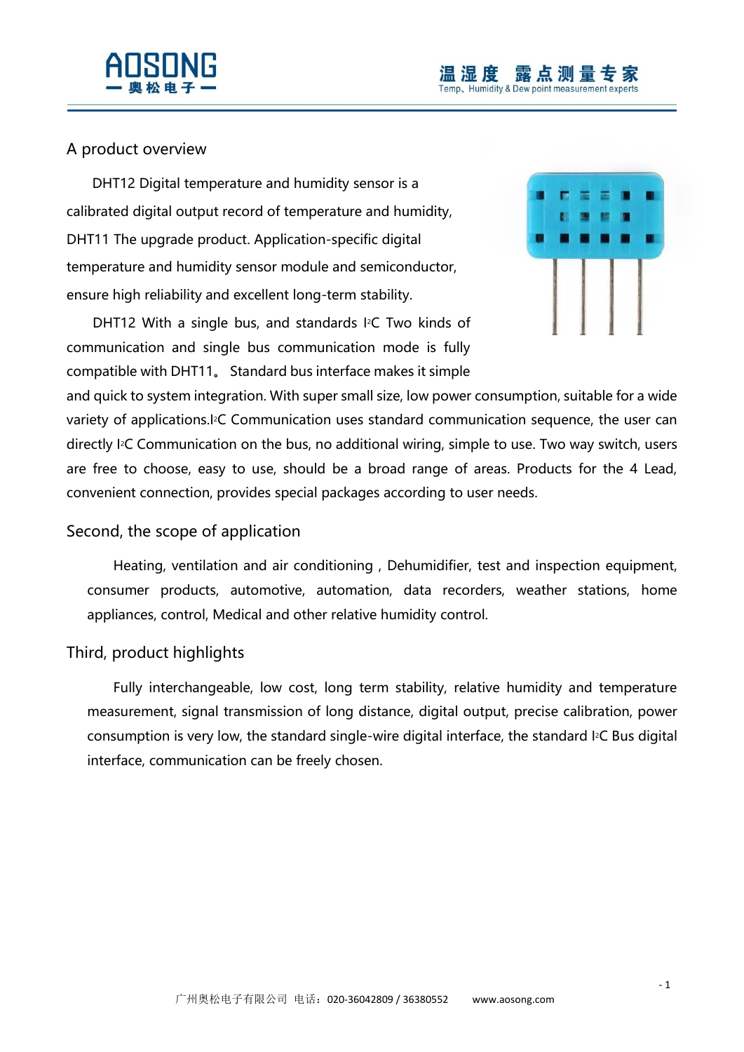## A product overview

DHT12 Digital temperature and humidity sensor is a calibrated digital output record of temperature and humidity, DHT11 The upgrade product. Application-specific digital temperature and humidity sensor module and semiconductor, ensure high reliability and excellent long-term stability.

DHT12 With a single bus, and standards I²C Two kinds of communication and single bus communication mode is fully compatible with DHT11。 Standard bus interface makes it simple and quick to system integration. With super small size, low power consumption, suitable for a wide variety of applications.I²C Communication uses standard communication sequence, the user can directly I²C Communication on the bus, no additional wiring, simple to use. Two way switch, users are free to choose, easy to use, should be a broad range of areas. Products for the 4 Lead, convenient connection, provides special packages according to user needs.

## Second, the scope of application

Heating, ventilation and air conditioning , Dehumidifier, test and inspection equipment, consumer products, automotive, automation, data recorders, weather stations, home appliances, control, Medical and other relative humidity control.

## Third, product highlights

Fully interchangeable, low cost, long term stability, relative humidity and temperature measurement, signal transmission of long distance, digital output, precise calibration, power consumption is very low, the standard single-wire digital interface, the standard I²C Bus digital interface, communication can be freely chosen.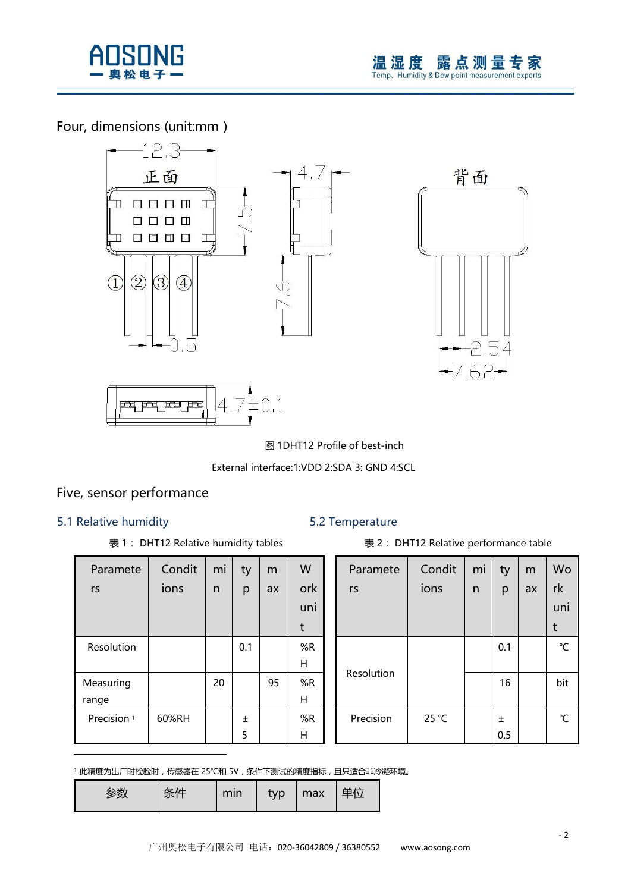## Four, dimensions (unit:mm )

图 1DHT12 Profile of best-inch

External interface:1:VDD 2:SDA 3: GND 4:SCL

## Five, sensor performance

### 5.1 Relative humidity

表 1： DHT12 Relative humidity tables

| Parameters | Conditions | min | typ | max | Work unit |
|---|---|---|---|---|---|
| Resolution | | | 0.1 | | %RH |
| Measuring range | | 20 | | 95 | %RH |
| Precision [1] | 60%RH | | ±5 | | %RH |

### 5.2 Temperature

表 2： DHT12 Relative performance table

| Parameters | Conditions | min | typ | max | Work unit |
|---|---|---|---|---|---|
| Resolution | | | 0.1 | | ℃ |
| | | | 16 | | bit |
| Precision | 25 ℃ | | ±0.5 | | ℃ |

[1] 此精度为出厂时检验时，传感器在 25℃和 5V，条件下测试的精度指标，且只适合非冷凝环境。

| 参数 | 条件 | min | typ | max | 单位 |
|---|---|---|---|---|---|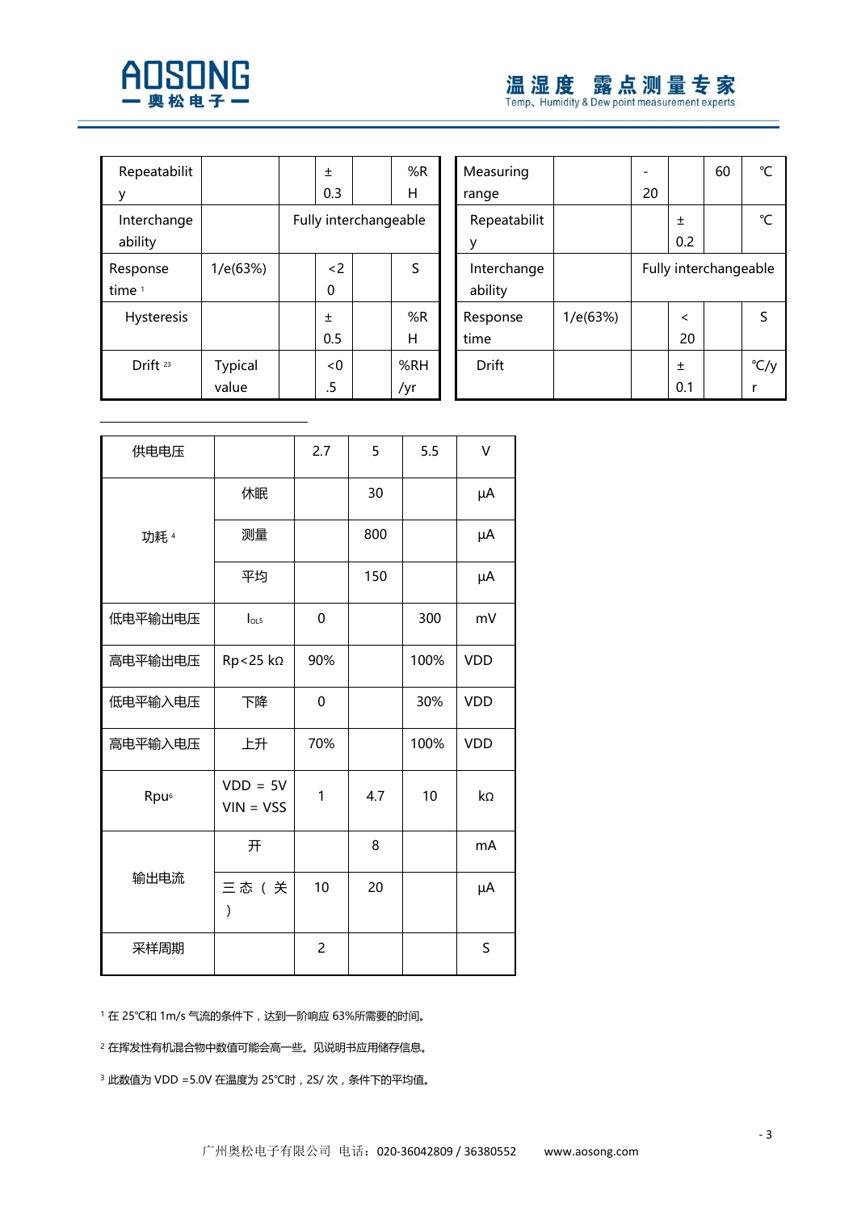| Repeatability | | | ±0.3 | | %RH |
|---|---|---|---|---|---|
| Interchange ability | | Fully interchangeable | | | |
| Response time [1] | 1/e(63%) | | <20 | | S |
| Hysteresis | | | ±0.5 | | %RH |
| Drift [23] | Typical value | | <0.5 | | %RH/yr |

| Measuring range | | -20 | | 60 | ℃ |
|---|---|---|---|---|---|
| Repeatability | | | ±0.2 | | ℃ |
| Interchange ability | | Fully interchangeable | | | |
| Response time | 1/e(63%) | | <20 | | S |
| Drift | | | ±0.1 | | ℃/yr |

| 供电电压 | | 2.7 | 5 | 5.5 | V |
|---|---|---|---|---|---|
| 功耗 [4] | 休眠 | | 30 | | µA |
| | 测量 | | 800 | | µA |
| | 平均 | | 150 | | µA |
| 低电平输出电压 | $I_{OL5}$ | 0 | | 300 | mV |
| 高电平输出电压 | Rp<25 kΩ | 90% | | 100% | VDD |
| 低电平输入电压 | 下降 | 0 | | 30% | VDD |
| 高电平输入电压 | 上升 | 70% | | 100% | VDD |
| Rpu[6] | VDD = 5V VIN = VSS | 1 | 4.7 | 10 | kΩ |
| 输出电流 | 开 | | 8 | | mA |
| | 三态（关） | 10 | 20 | | µA |
| 采样周期 | | 2 | | | S |

[1] 在 25℃和 1m/s 气流的条件下，达到一阶响应 63%所需要的时间。

[2] 在挥发性有机混合物中数值可能会高一些。见说明书应用储存信息。

[3] 此数值为 VDD =5.0V 在温度为 25℃时，2S/ 次，条件下的平均值。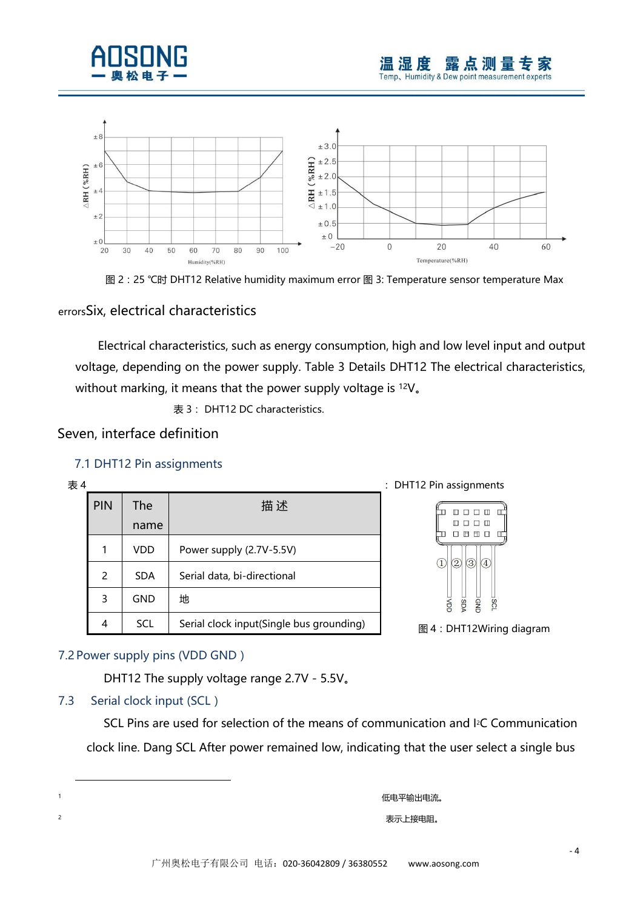图 2：25 ℃时 DHT12 Relative humidity maximum error 图 3: Temperature sensor temperature Max errors

## Six, electrical characteristics

Electrical characteristics, such as energy consumption, high and low level input and output voltage, depending on the power supply. Table 3 Details DHT12 The electrical characteristics, without marking, it means that the power supply voltage is [1]2V。

表 3： DHT12 DC characteristics.

## Seven, interface definition

### 7.1 DHT12 Pin assignments

表 4 ： DHT12 Pin assignments

| PIN | The name | 描 述 |
|---|---|---|
| 1 | VDD | Power supply (2.7V-5.5V) |
| 2 | SDA | Serial data, bi-directional |
| 3 | GND | 地 |
| 4 | SCL | Serial clock input(Single bus grounding) |

图 4：DHT12Wiring diagram

### 7.2 Power supply pins (VDD GND )

DHT12 The supply voltage range 2.7V - 5.5V。

### 7.3 Serial clock input (SCL )

SCL Pins are used for selection of the means of communication and I[2]C Communication clock line. Dang SCL After power remained low, indicating that the user select a single bus

---

[1] 低电平输出电流。

[2] 表示上接电阻。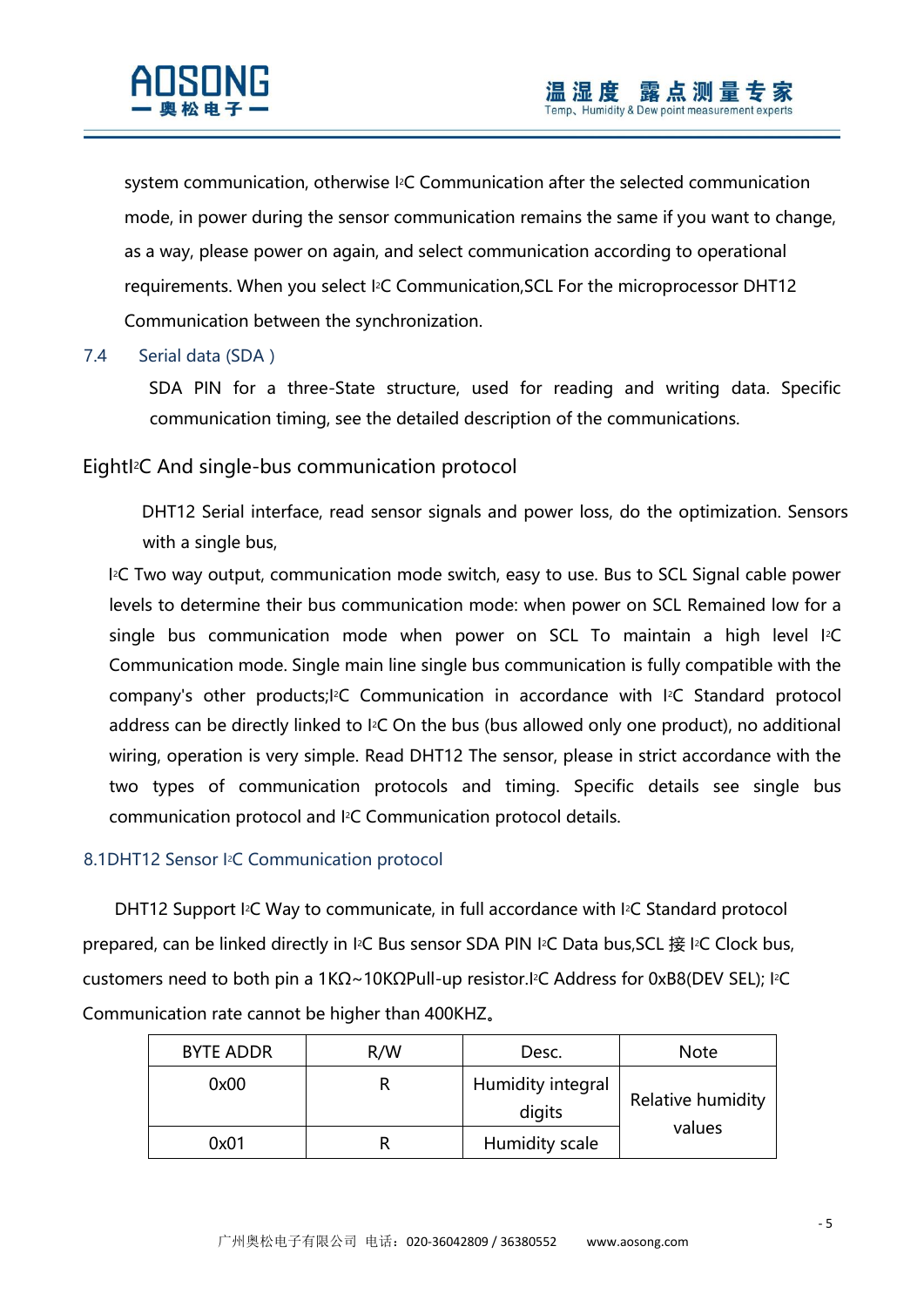system communication, otherwise I²C Communication after the selected communication mode, in power during the sensor communication remains the same if you want to change, as a way, please power on again, and select communication according to operational requirements. When you select I²C Communication,SCL For the microprocessor DHT12 Communication between the synchronization.

### 7.4 Serial data (SDA )

SDA PIN for a three-State structure, used for reading and writing data. Specific communication timing, see the detailed description of the communications.

## EightI²C And single-bus communication protocol

DHT12 Serial interface, read sensor signals and power loss, do the optimization. Sensors with a single bus,

I²C Two way output, communication mode switch, easy to use. Bus to SCL Signal cable power levels to determine their bus communication mode: when power on SCL Remained low for a single bus communication mode when power on SCL To maintain a high level I²C Communication mode. Single main line single bus communication is fully compatible with the company's other products;I²C Communication in accordance with I²C Standard protocol address can be directly linked to I²C On the bus (bus allowed only one product), no additional wiring, operation is very simple. Read DHT12 The sensor, please in strict accordance with the two types of communication protocols and timing. Specific details see single bus communication protocol and I²C Communication protocol details.

### 8.1DHT12 Sensor I²C Communication protocol

DHT12 Support I²C Way to communicate, in full accordance with I²C Standard protocol prepared, can be linked directly in I²C Bus sensor SDA PIN I²C Data bus,SCL 接 I²C Clock bus, customers need to both pin a 1KΩ~10KΩPull-up resistor.I²C Address for 0xB8(DEV SEL); I²C Communication rate cannot be higher than 400KHZ。

| BYTE ADDR | R/W | Desc. | Note |
|---|---|---|---|
| 0x00 | R | Humidity integral digits | Relative humidity values |
| 0x01 | R | Humidity scale | |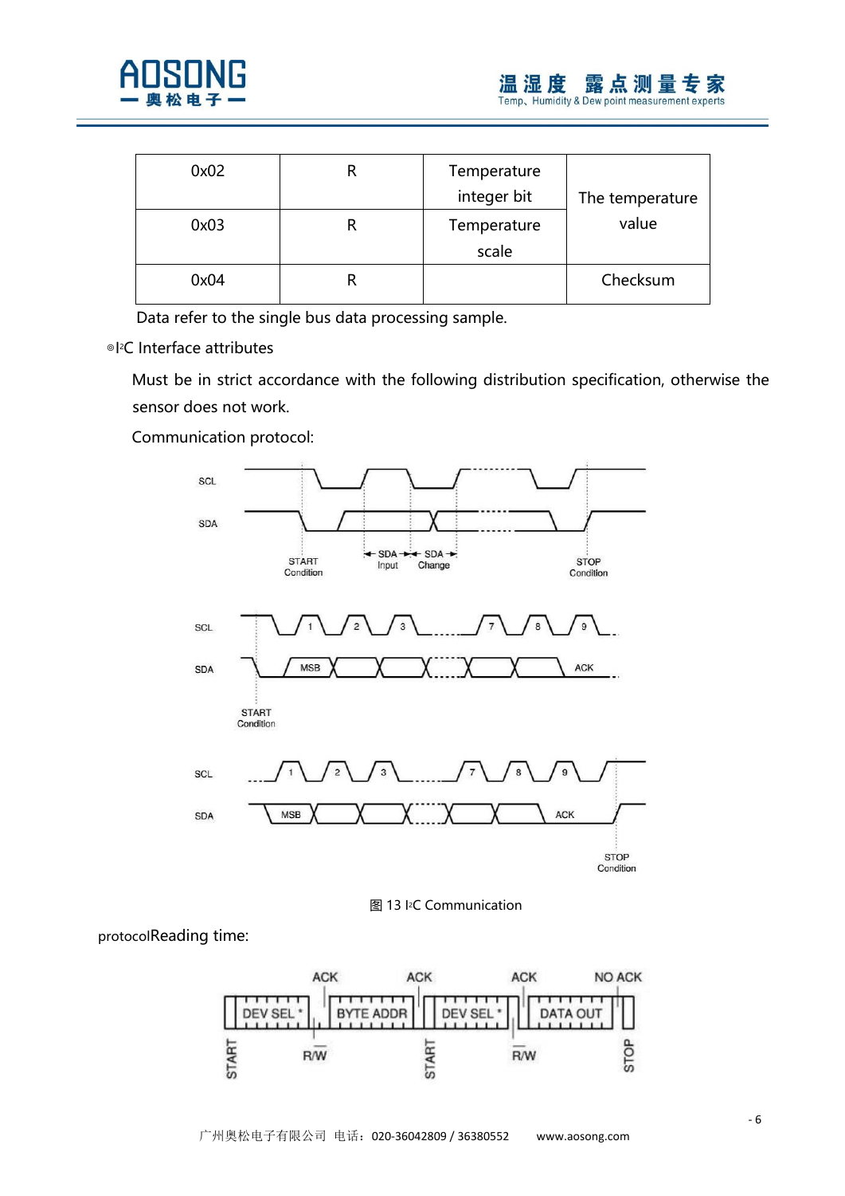| 0x02 | R | Temperature integer bit | The temperature value |
| --- | --- | --- | --- |
| 0x03 | R | Temperature scale | |
| 0x04 | R | | Checksum |

Data refer to the single bus data processing sample.

◎I²C Interface attributes

Must be in strict accordance with the following distribution specification, otherwise the sensor does not work.

Communication protocol:

图 13 I²C Communication

protocolReading time: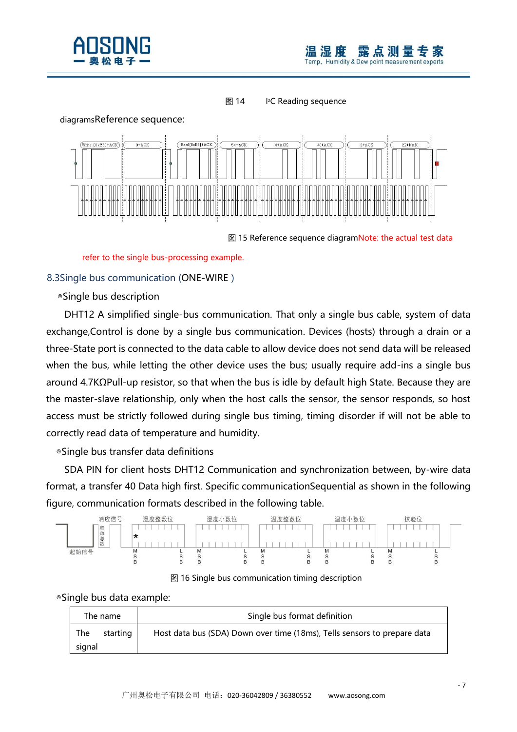图 14　　I²C Reading sequence

diagramsReference sequence:

图 15 Reference sequence diagramNote: the actual test data refer to the single bus-processing example.

## 8.3Single bus communication (ONE-WIRE )

◎Single bus description

DHT12 A simplified single-bus communication. That only a single bus cable, system of data exchange,Control is done by a single bus communication. Devices (hosts) through a drain or a three-State port is connected to the data cable to allow device does not send data will be released when the bus, while letting the other device uses the bus; usually require add-ins a single bus around 4.7KΩPull-up resistor, so that when the bus is idle by default high State. Because they are the master-slave relationship, only when the host calls the sensor, the sensor responds, so host access must be strictly followed during single bus timing, timing disorder if will not be able to correctly read data of temperature and humidity.

◎Single bus transfer data definitions

SDA PIN for client hosts DHT12 Communication and synchronization between, by-wire data format, a transfer 40 Data high first. Specific communicationSequential as shown in the following figure, communication formats described in the following table.

图 16 Single bus communication timing description

◎Single bus data example:

| The name | Single bus format definition |
| --- | --- |
| The starting signal | Host data bus (SDA) Down over time (18ms), Tells sensors to prepare data |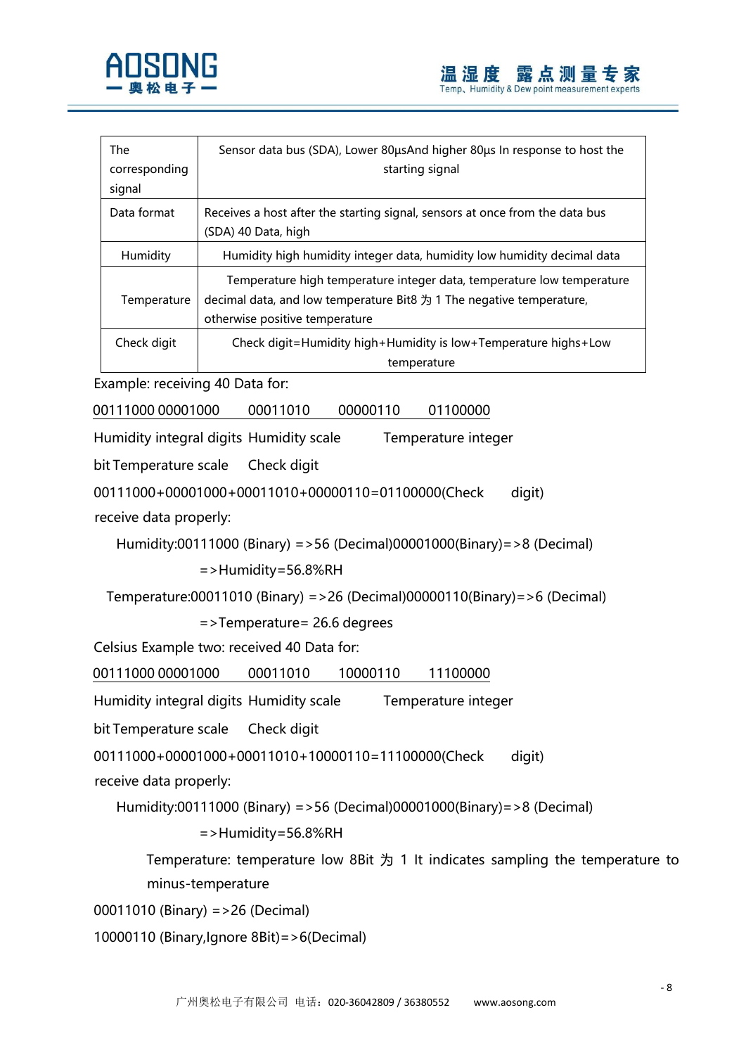| The corresponding signal | Sensor data bus (SDA), Lower 80μsAnd higher 80μs In response to host the starting signal |
|---|---|
| Data format | Receives a host after the starting signal, sensors at once from the data bus (SDA) 40 Data, high |
| Humidity | Humidity high humidity integer data, humidity low humidity decimal data |
| Temperature | Temperature high temperature integer data, temperature low temperature decimal data, and low temperature Bit8 为 1 The negative temperature, otherwise positive temperature |
| Check digit | Check digit=Humidity high+Humidity is low+Temperature highs+Low temperature |

Example: receiving 40 Data for:

00111000 00001000 00011010 00000110 01100000

Humidity integral digits Humidity scale Temperature integer

bit Temperature scale Check digit

00111000+00001000+00011010+00000110=01100000(Check digit)

receive data properly:

Humidity:00111000 (Binary) =>56 (Decimal)00001000(Binary)=>8 (Decimal)

=>Humidity=56.8%RH

Temperature:00011010 (Binary) =>26 (Decimal)00000110(Binary)=>6 (Decimal)

=>Temperature= 26.6 degrees

Celsius Example two: received 40 Data for:

00111000 00001000 00011010 10000110 11100000

Humidity integral digits Humidity scale Temperature integer

bit Temperature scale Check digit

00111000+00001000+00011010+10000110=11100000(Check digit)

receive data properly:

Humidity:00111000 (Binary) =>56 (Decimal)00001000(Binary)=>8 (Decimal)

=>Humidity=56.8%RH

Temperature: temperature low 8Bit 为 1 It indicates sampling the temperature to minus-temperature

00011010 (Binary) =>26 (Decimal)

10000110 (Binary,Ignore 8Bit)=>6(Decimal)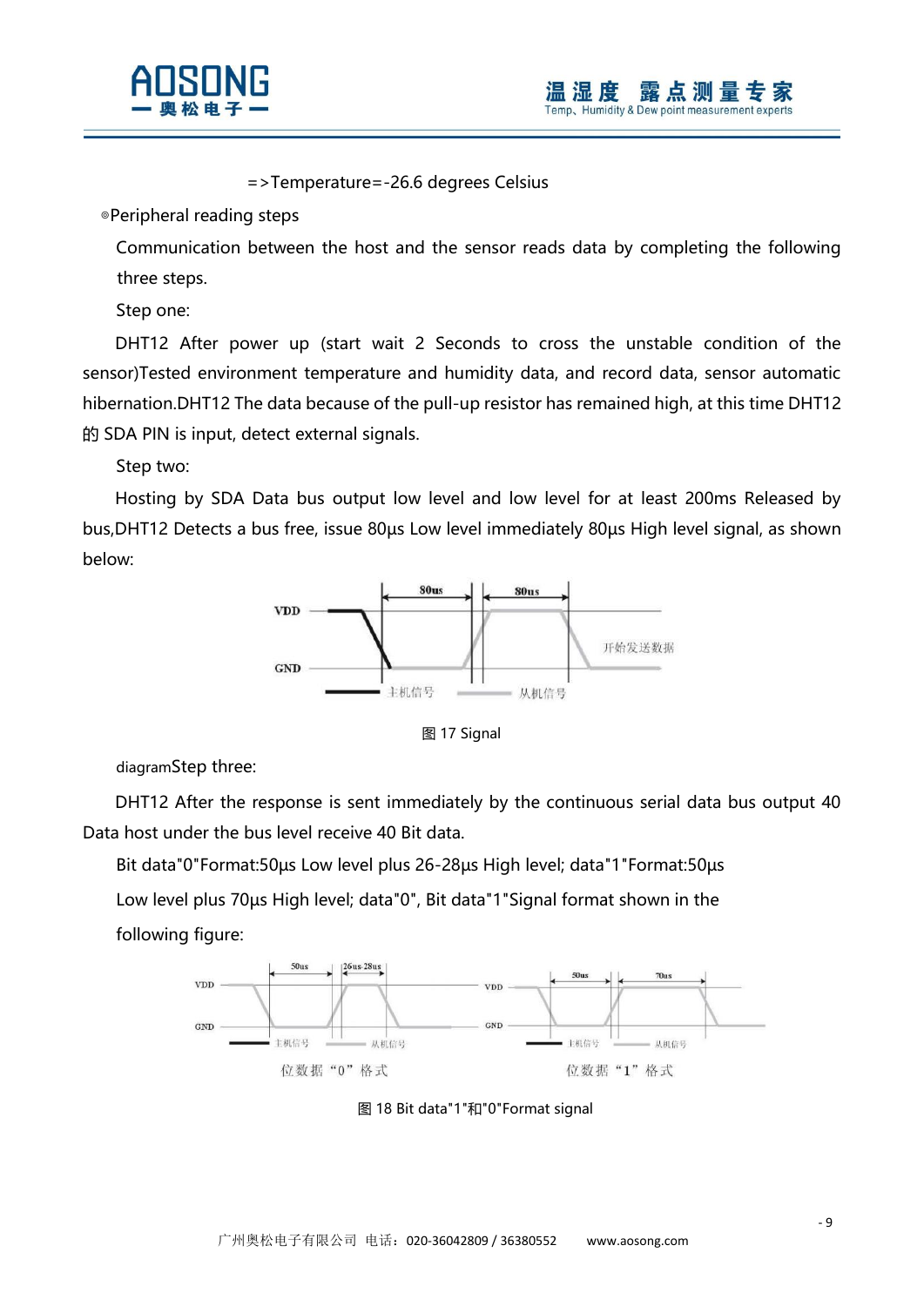=>Temperature=-26.6 degrees Celsius

◎Peripheral reading steps

Communication between the host and the sensor reads data by completing the following three steps.

Step one:

DHT12 After power up (start wait 2 Seconds to cross the unstable condition of the sensor)Tested environment temperature and humidity data, and record data, sensor automatic hibernation.DHT12 The data because of the pull-up resistor has remained high, at this time DHT12 的 SDA PIN is input, detect external signals.

Step two:

Hosting by SDA Data bus output low level and low level for at least 200ms Released by bus,DHT12 Detects a bus free, issue 80μs Low level immediately 80μs High level signal, as shown below:

VDD
GND
80us
80us
开始发送数据
主机信号
从机信号

图 17 Signal

diagramStep three:

DHT12 After the response is sent immediately by the continuous serial data bus output 40 Data host under the bus level receive 40 Bit data.

Bit data"0"Format:50μs Low level plus 26-28μs High level; data"1"Format:50μs Low level plus 70μs High level; data"0", Bit data"1"Signal format shown in the following figure:

VDD
GND
50us
26us-28us
主机信号
从机信号
位数据“0”格式

VDD
GND
50us
70us
主机信号
从机信号
位数据“1”格式

图 18 Bit data"1"和"0"Format signal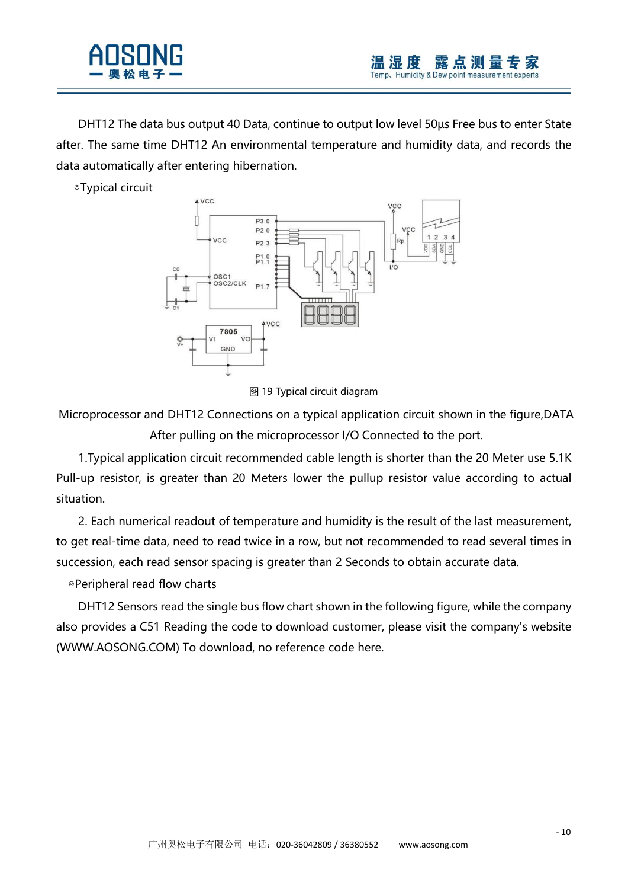DHT12 The data bus output 40 Data, continue to output low level 50μs Free bus to enter State after. The same time DHT12 An environmental temperature and humidity data, and records the data automatically after entering hibernation.

◎Typical circuit

图 19 Typical circuit diagram

Microprocessor and DHT12 Connections on a typical application circuit shown in the figure,DATA After pulling on the microprocessor I/O Connected to the port.

1.Typical application circuit recommended cable length is shorter than the 20 Meter use 5.1K Pull-up resistor, is greater than 20 Meters lower the pullup resistor value according to actual situation.

2. Each numerical readout of temperature and humidity is the result of the last measurement, to get real-time data, need to read twice in a row, but not recommended to read several times in succession, each read sensor spacing is greater than 2 Seconds to obtain accurate data.

◎Peripheral read flow charts

DHT12 Sensors read the single bus flow chart shown in the following figure, while the company also provides a C51 Reading the code to download customer, please visit the company's website (WWW.AOSONG.COM) To download, no reference code here.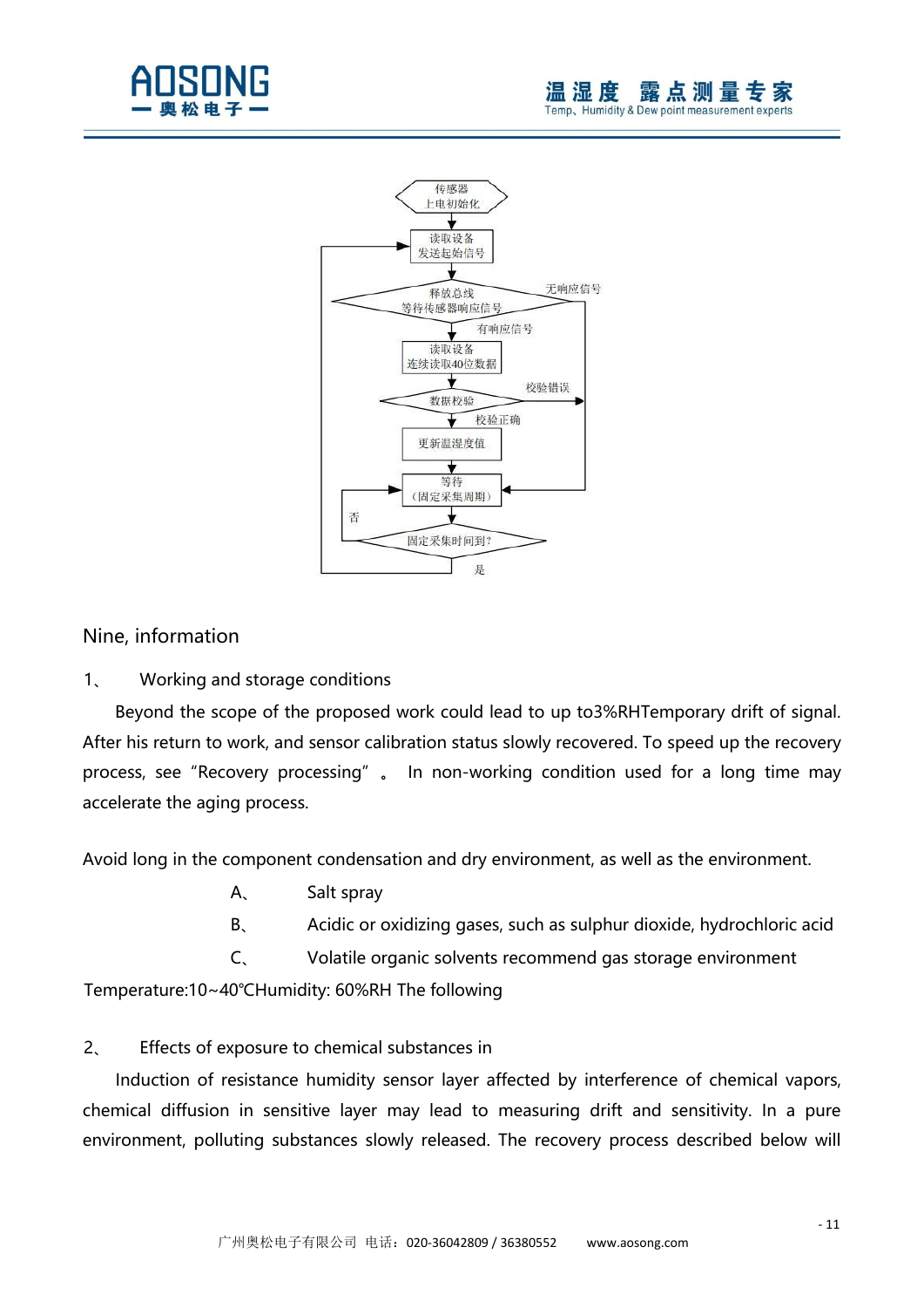传感器
上电初始化

读取设备
发送起始信号

释放总线
等待传感器响应信号

无响应信号

有响应信号

读取设备
连续读取40位数据

校验错误

数据校验

校验正确

更新温湿度值

等待
（固定采集周期）

否

固定采集时间到?

是

## Nine, information

1、 Working and storage conditions

Beyond the scope of the proposed work could lead to up to3%RHTemporary drift of signal. After his return to work, and sensor calibration status slowly recovered. To speed up the recovery process, see "Recovery processing" 。 In non-working condition used for a long time may accelerate the aging process.

Avoid long in the component condensation and dry environment, as well as the environment.

A、 Salt spray

B、 Acidic or oxidizing gases, such as sulphur dioxide, hydrochloric acid

C、 Volatile organic solvents recommend gas storage environment

Temperature:10~40℃Humidity: 60%RH The following

2、 Effects of exposure to chemical substances in

Induction of resistance humidity sensor layer affected by interference of chemical vapors, chemical diffusion in sensitive layer may lead to measuring drift and sensitivity. In a pure environment, polluting substances slowly released. The recovery process described below will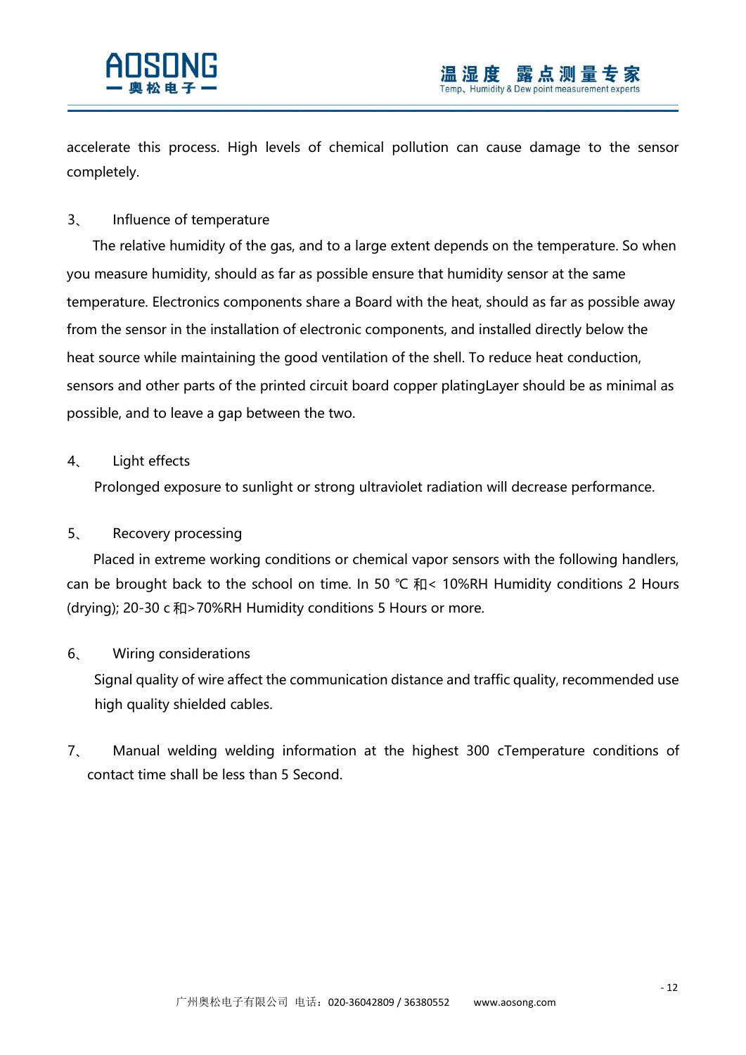accelerate this process. High levels of chemical pollution can cause damage to the sensor completely.

3、 Influence of temperature

The relative humidity of the gas, and to a large extent depends on the temperature. So when you measure humidity, should as far as possible ensure that humidity sensor at the same temperature. Electronics components share a Board with the heat, should as far as possible away from the sensor in the installation of electronic components, and installed directly below the heat source while maintaining the good ventilation of the shell. To reduce heat conduction, sensors and other parts of the printed circuit board copper platingLayer should be as minimal as possible, and to leave a gap between the two.

4、 Light effects

Prolonged exposure to sunlight or strong ultraviolet radiation will decrease performance.

5、 Recovery processing

Placed in extreme working conditions or chemical vapor sensors with the following handlers, can be brought back to the school on time. In 50 ℃ 和< 10%RH Humidity conditions 2 Hours (drying); 20-30 c 和>70%RH Humidity conditions 5 Hours or more.

6、 Wiring considerations

Signal quality of wire affect the communication distance and traffic quality, recommended use high quality shielded cables.

7、 Manual welding welding information at the highest 300 cTemperature conditions of contact time shall be less than 5 Second.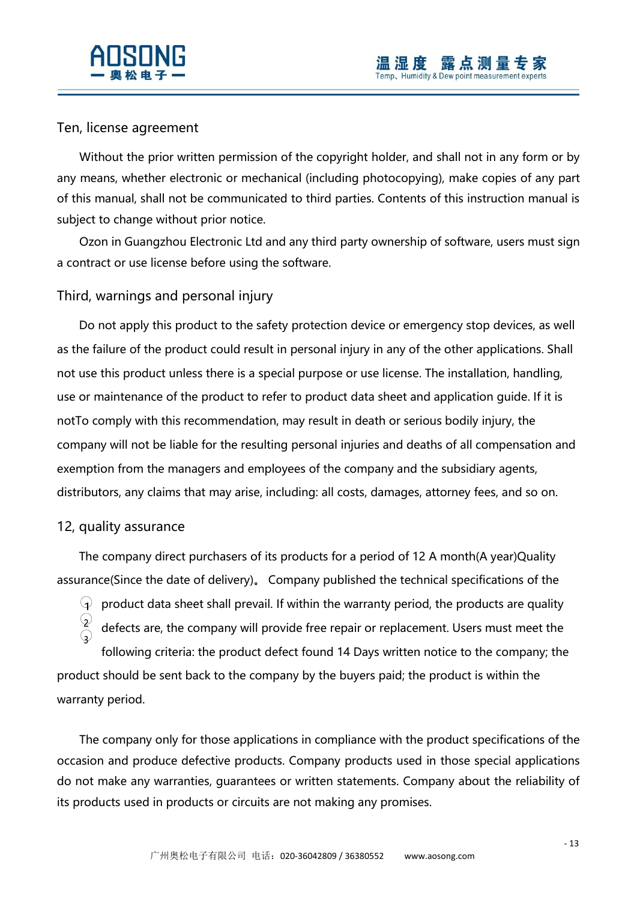## Ten, license agreement

Without the prior written permission of the copyright holder, and shall not in any form or by any means, whether electronic or mechanical (including photocopying), make copies of any part of this manual, shall not be communicated to third parties. Contents of this instruction manual is subject to change without prior notice.

Ozon in Guangzhou Electronic Ltd and any third party ownership of software, users must sign a contract or use license before using the software.

## Third, warnings and personal injury

Do not apply this product to the safety protection device or emergency stop devices, as well as the failure of the product could result in personal injury in any of the other applications. Shall not use this product unless there is a special purpose or use license. The installation, handling, use or maintenance of the product to refer to product data sheet and application guide. If it is notTo comply with this recommendation, may result in death or serious bodily injury, the company will not be liable for the resulting personal injuries and deaths of all compensation and exemption from the managers and employees of the company and the subsidiary agents, distributors, any claims that may arise, including: all costs, damages, attorney fees, and so on.

## 12, quality assurance

The company direct purchasers of its products for a period of 12 A month(A year)Quality assurance(Since the date of delivery)。 Company published the technical specifications of the product data sheet shall prevail. If within the warranty period, the products are quality defects are, the company will provide free repair or replacement. Users must meet the following criteria: ① the product defect found 14 Days written notice to the company; ② the product should be sent back to the company by the buyers paid; ③ the product is within the warranty period.

The company only for those applications in compliance with the product specifications of the occasion and produce defective products. Company products used in those special applications do not make any warranties, guarantees or written statements. Company about the reliability of its products used in products or circuits are not making any promises.